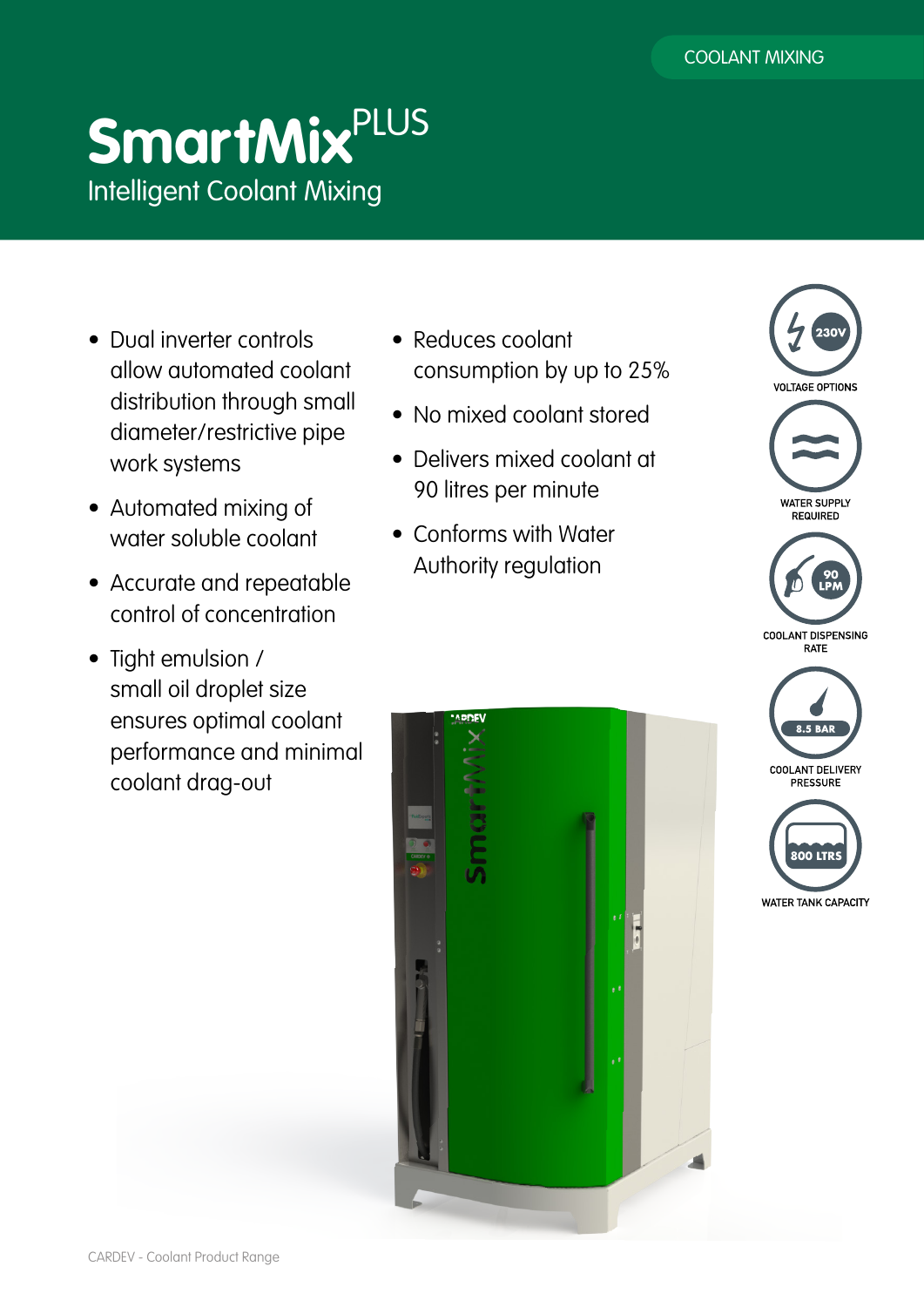COOLANT MIXING

# SmartMix PLUS

## Intelligent Coolant Mixing

- Dual inverter controls allow automated coolant distribution through small diameter/restrictive pipe work systems
- Automated mixing of water soluble coolant
- Accurate and repeatable control of concentration
- Tight emulsion / small oil droplet size ensures optimal coolant performance and minimal coolant drag-out
- Reduces coolant consumption by up to 25%
- No mixed coolant stored
- Delivers mixed coolant at 90 litres per minute
- Conforms with Water Authority regulation

230V
VOLTAGE OPTIONS

WATER SUPPLY REQUIRED

90 LPM
COOLANT DISPENSING RATE

8.5 BAR
COOLANT DELIVERY PRESSURE

800 LTRS
WATER TANK CAPACITY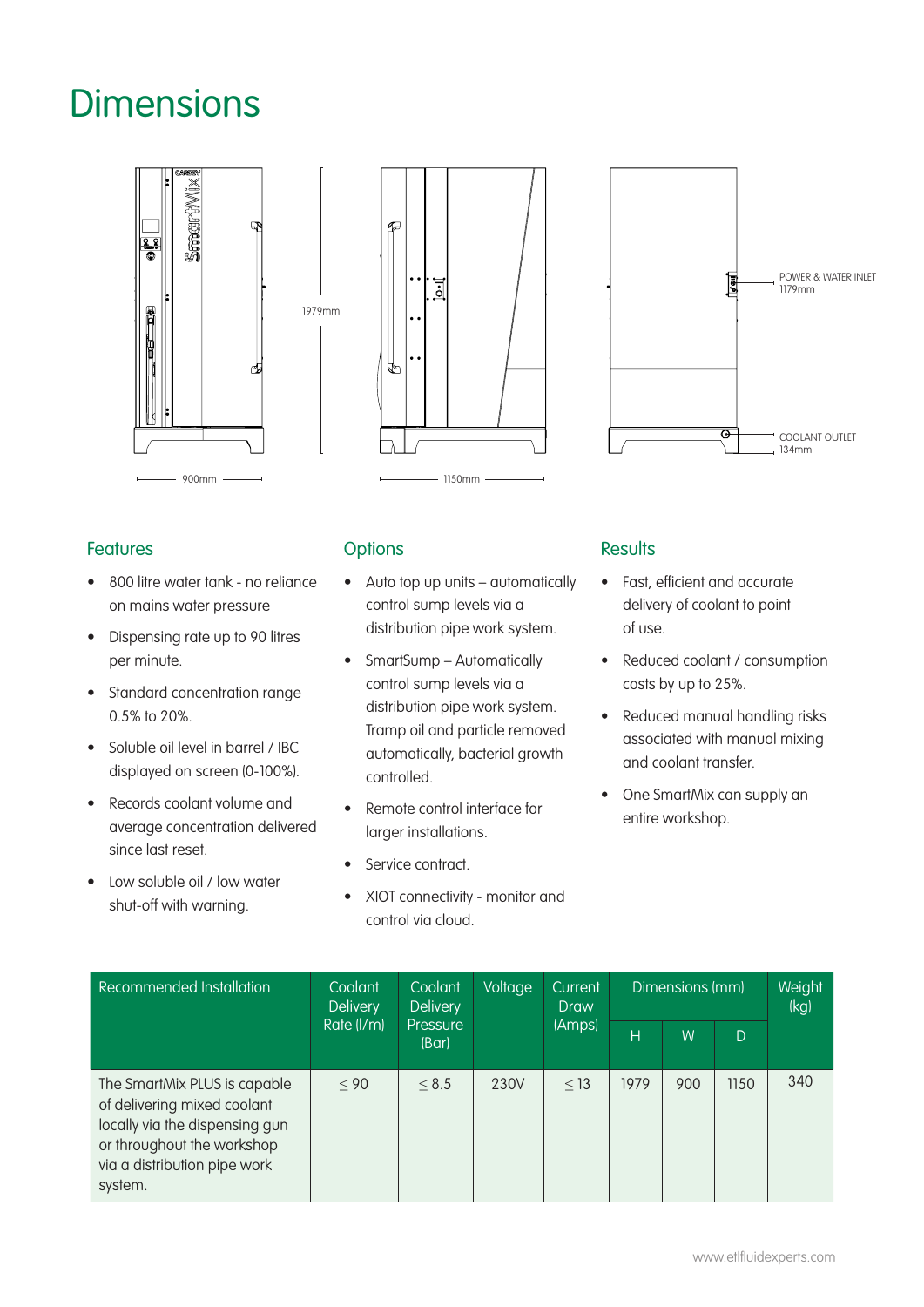# Dimensions

1979mm

900mm

1150mm

POWER & WATER INLET
1179mm

COOLANT OUTLET
134mm

## Features

- 800 litre water tank - no reliance on mains water pressure
- Dispensing rate up to 90 litres per minute.
- Standard concentration range 0.5% to 20%.
- Soluble oil level in barrel / IBC displayed on screen (0-100%).
- Records coolant volume and average concentration delivered since last reset.
- Low soluble oil / low water shut-off with warning.

## Options

- Auto top up units – automatically control sump levels via a distribution pipe work system.
- SmartSump – Automatically control sump levels via a distribution pipe work system. Tramp oil and particle removed automatically, bacterial growth controlled.
- Remote control interface for larger installations.
- Service contract.
- XIOT connectivity - monitor and control via cloud.

## Results

- Fast, efficient and accurate delivery of coolant to point of use.
- Reduced coolant / consumption costs by up to 25%.
- Reduced manual handling risks associated with manual mixing and coolant transfer.
- One SmartMix can supply an entire workshop.

| Recommended Installation | Coolant Delivery Rate (l/m) | Coolant Delivery Pressure (Bar) | Voltage | Current Draw (Amps) | Dimensions (mm) | | | Weight (kg) |
|---|---|---|---|---|---|---|---|---|
| | | | | | H | W | D | |
| The SmartMix PLUS is capable of delivering mixed coolant locally via the dispensing gun or throughout the workshop via a distribution pipe work system. | $\leq 90$ | $\leq 8.5$ | 230V | $\leq 13$ | 1979 | 900 | 1150 | 340 |